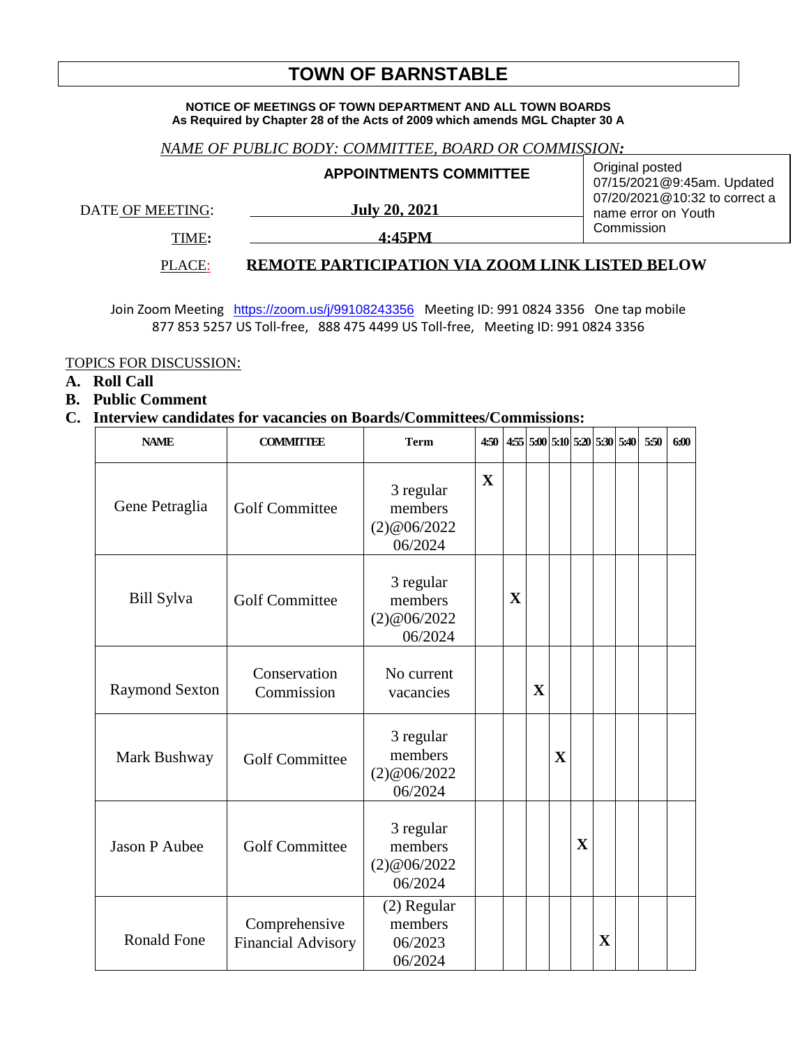# TOWN OF BARNSTABLE

**NOTICE OF MEETINGS OF TOWN DEPARTMENT AND ALL TOWN BOARDS**
**As Required by Chapter 28 of the Acts of 2009 which amends MGL Chapter 30 A**

*NAME OF PUBLIC BODY: COMMITTEE, BOARD OR COMMISSION:*

**APPOINTMENTS COMMITTEE**

Original posted 07/15/2021@9:45am. Updated 07/20/2021@10:32 to correct a name error on Youth Commission

DATE OF MEETING: **July 20, 2021**

TIME: **4:45PM**

PLACE: **REMOTE PARTICIPATION VIA ZOOM LINK LISTED BELOW**

Join Zoom Meeting https://zoom.us/j/99108243356 Meeting ID: 991 0824 3356 One tap mobile 877 853 5257 US Toll-free, 888 475 4499 US Toll-free, Meeting ID: 991 0824 3356

TOPICS FOR DISCUSSION:

**A. Roll Call**

**B. Public Comment**

**C. Interview candidates for vacancies on Boards/Committees/Commissions:**

| NAME | COMMITTEE | Term | 4:50 | 4:55 | 5:00 | 5:10 | 5:20 | 5:30 | 5:40 | 5:50 | 6:00 |
|---|---|---|---|---|---|---|---|---|---|---|---|
| Gene Petraglia | Golf Committee | 3 regular members (2)@06/2022 06/2024 | X | | | | | | | | |
| Bill Sylva | Golf Committee | 3 regular members (2)@06/2022 06/2024 | | X | | | | | | | |
| Raymond Sexton | Conservation Commission | No current vacancies | | | X | | | | | | |
| Mark Bushway | Golf Committee | 3 regular members (2)@06/2022 06/2024 | | | | X | | | | | |
| Jason P Aubee | Golf Committee | 3 regular members (2)@06/2022 06/2024 | | | | | X | | | | |
| Ronald Fone | Comprehensive Financial Advisory | (2) Regular members 06/2023 06/2024 | | | | | | X | | | |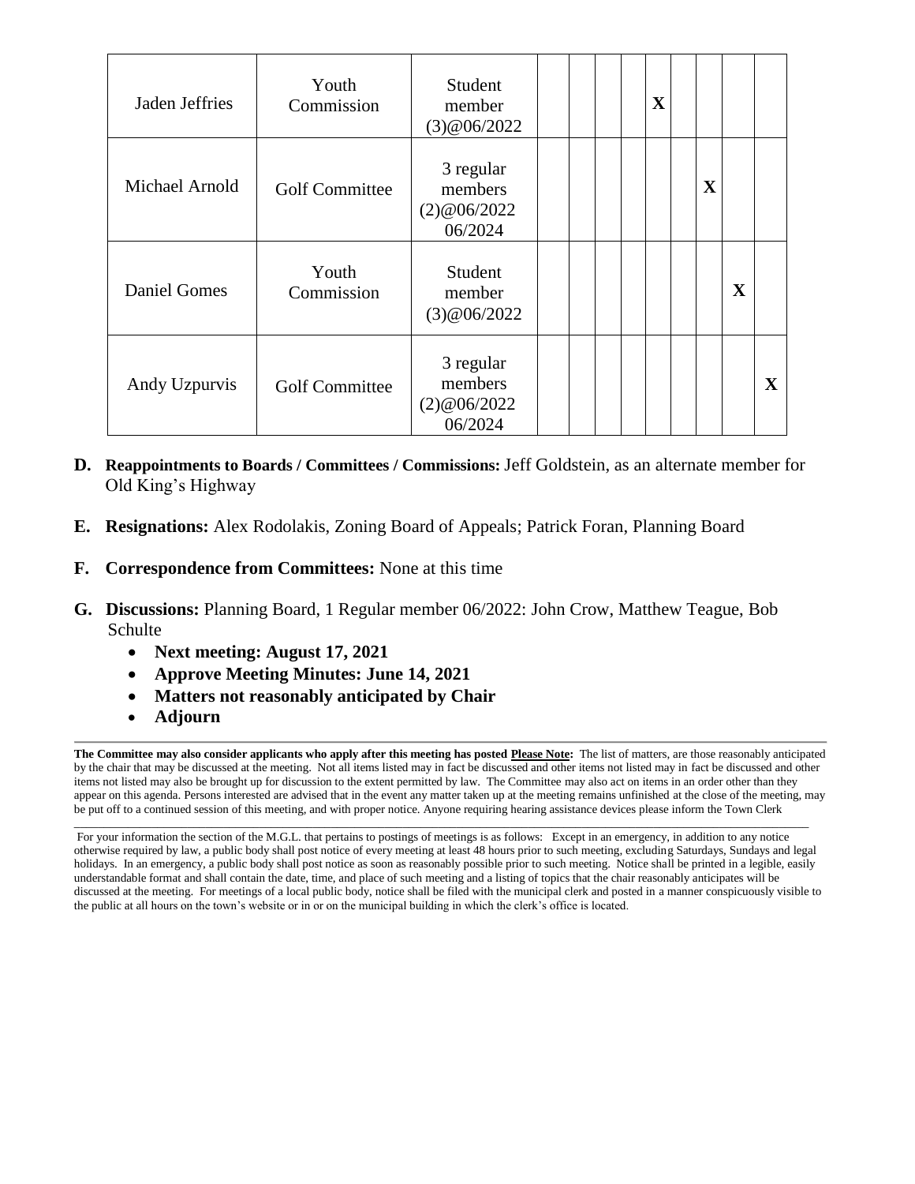| | | | | | | | | | | | |
|---|---|---|---|---|---|---|---|---|---|---|---|
| Jaden Jeffries | Youth Commission | Student member (3)@06/2022 | | | | | X | | | | |
| Michael Arnold | Golf Committee | 3 regular members (2)@06/2022 06/2024 | | | | | | | X | | |
| Daniel Gomes | Youth Commission | Student member (3)@06/2022 | | | | | | | | X | |
| Andy Uzpurvis | Golf Committee | 3 regular members (2)@06/2022 06/2024 | | | | | | | | | X |

**D. Reappointments to Boards / Committees / Commissions:** Jeff Goldstein, as an alternate member for Old King's Highway

**E. Resignations:** Alex Rodolakis, Zoning Board of Appeals; Patrick Foran, Planning Board

**F. Correspondence from Committees:** None at this time

**G. Discussions:** Planning Board, 1 Regular member 06/2022: John Crow, Matthew Teague, Bob Schulte

- **Next meeting: August 17, 2021**
- **Approve Meeting Minutes: June 14, 2021**
- **Matters not reasonably anticipated by Chair**
- **Adjourn**

---

**The Committee may also consider applicants who apply after this meeting has posted** **Please Note:** The list of matters, are those reasonably anticipated by the chair that may be discussed at the meeting. Not all items listed may in fact be discussed and other items not listed may in fact be discussed and other items not listed may also be brought up for discussion to the extent permitted by law. The Committee may also act on items in an order other than they appear on this agenda. Persons interested are advised that in the event any matter taken up at the meeting remains unfinished at the close of the meeting, may be put off to a continued session of this meeting, and with proper notice. Anyone requiring hearing assistance devices please inform the Town Clerk

---

For your information the section of the M.G.L. that pertains to postings of meetings is as follows: Except in an emergency, in addition to any notice otherwise required by law, a public body shall post notice of every meeting at least 48 hours prior to such meeting, excluding Saturdays, Sundays and legal holidays. In an emergency, a public body shall post notice as soon as reasonably possible prior to such meeting. Notice shall be printed in a legible, easily understandable format and shall contain the date, time, and place of such meeting and a listing of topics that the chair reasonably anticipates will be discussed at the meeting. For meetings of a local public body, notice shall be filed with the municipal clerk and posted in a manner conspicuously visible to the public at all hours on the town's website or in or on the municipal building in which the clerk's office is located.